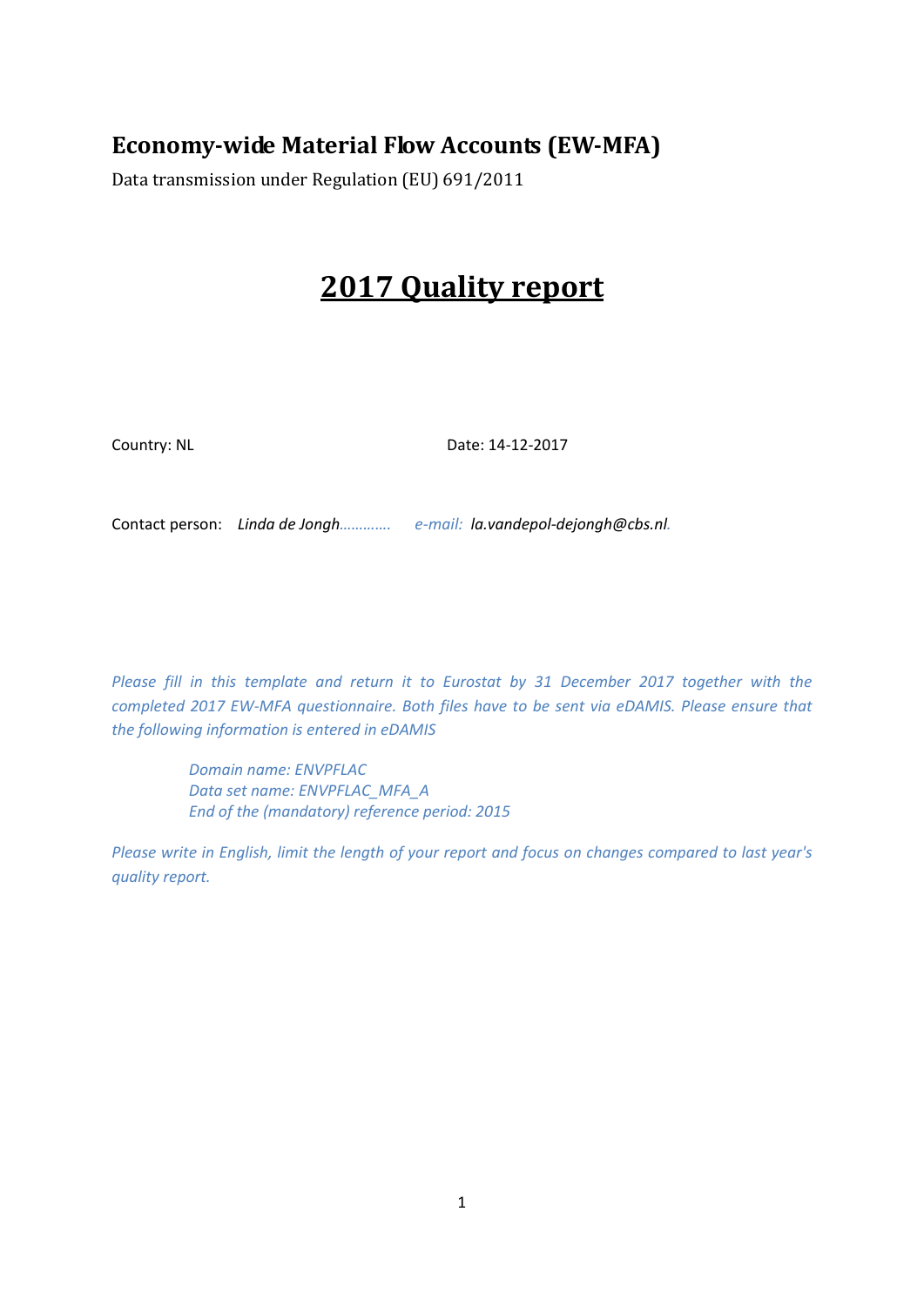# Economy-wide Material Flow Accounts (EW-MFA)

Data transmission under Regulation (EU) 691/2011

# 2017 Quality report

Country: NL Date: 14-12-2017

Contact person: *Linda de Jongh*………… *e-mail: la.vandepol-dejongh@cbs.nl.*

*Please fill in this template and return it to Eurostat by 31 December 2017 together with the completed 2017 EW-MFA questionnaire. Both files have to be sent via eDAMIS. Please ensure that the following information is entered in eDAMIS*

> *Domain name: ENVPFLAC*
> *Data set name: ENVPFLAC_MFA_A*
> *End of the (mandatory) reference period: 2015*

*Please write in English, limit the length of your report and focus on changes compared to last year's quality report.*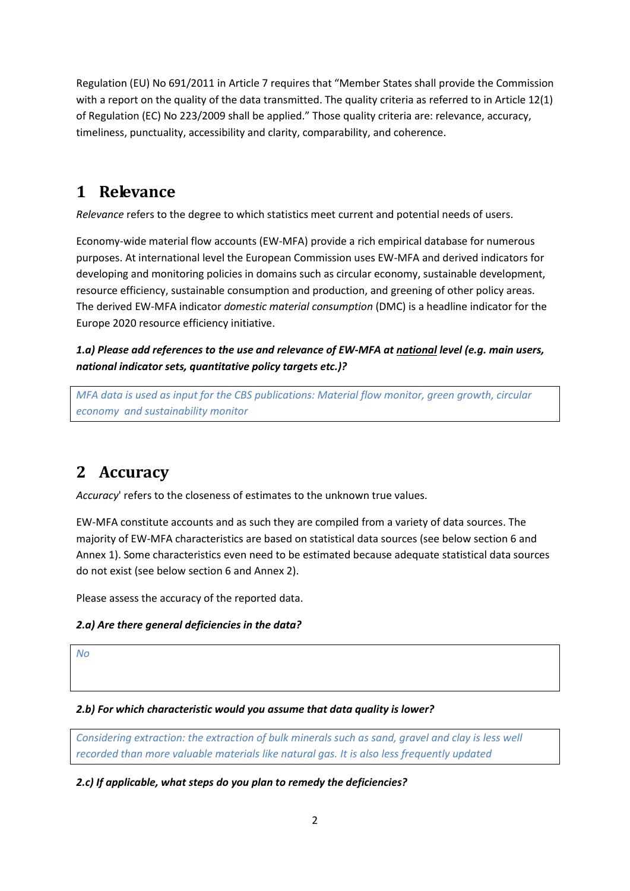Regulation (EU) No 691/2011 in Article 7 requires that "Member States shall provide the Commission with a report on the quality of the data transmitted. The quality criteria as referred to in Article 12(1) of Regulation (EC) No 223/2009 shall be applied." Those quality criteria are: relevance, accuracy, timeliness, punctuality, accessibility and clarity, comparability, and coherence.

# 1 Relevance

*Relevance* refers to the degree to which statistics meet current and potential needs of users.

Economy-wide material flow accounts (EW-MFA) provide a rich empirical database for numerous purposes. At international level the European Commission uses EW-MFA and derived indicators for developing and monitoring policies in domains such as circular economy, sustainable development, resource efficiency, sustainable consumption and production, and greening of other policy areas. The derived EW-MFA indicator *domestic material consumption* (DMC) is a headline indicator for the Europe 2020 resource efficiency initiative.

***1.a) Please add references to the use and relevance of EW-MFA at national level (e.g. main users, national indicator sets, quantitative policy targets etc.)?***

*MFA data is used as input for the CBS publications: Material flow monitor, green growth, circular economy and sustainability monitor*

# 2 Accuracy

*Accuracy*' refers to the closeness of estimates to the unknown true values.

EW-MFA constitute accounts and as such they are compiled from a variety of data sources. The majority of EW-MFA characteristics are based on statistical data sources (see below section 6 and Annex 1). Some characteristics even need to be estimated because adequate statistical data sources do not exist (see below section 6 and Annex 2).

Please assess the accuracy of the reported data.

***2.a) Are there general deficiencies in the data?***

*No*

***2.b) For which characteristic would you assume that data quality is lower?***

*Considering extraction: the extraction of bulk minerals such as sand, gravel and clay is less well recorded than more valuable materials like natural gas. It is also less frequently updated*

***2.c) If applicable, what steps do you plan to remedy the deficiencies?***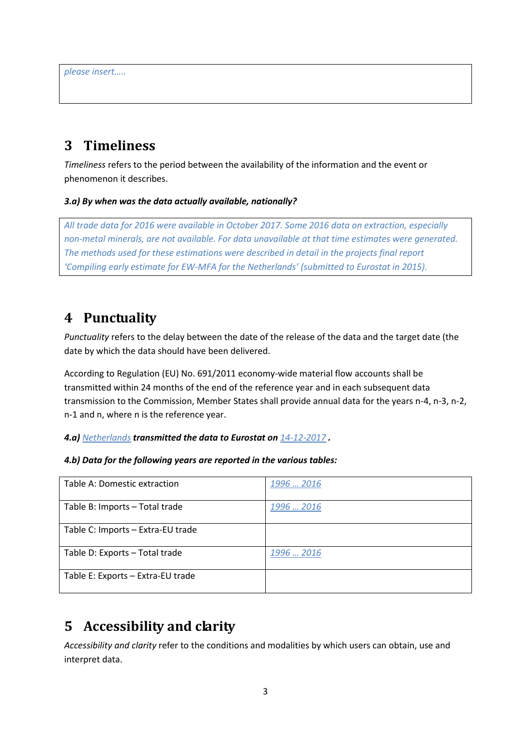*please insert…..*

## 3 Timeliness

*Timeliness* refers to the period between the availability of the information and the event or phenomenon it describes.

***3.a) By when was the data actually available, nationally?***

*All trade data for 2016 were available in October 2017. Some 2016 data on extraction, especially non-metal minerals, are not available. For data unavailable at that time estimates were generated. The methods used for these estimations were described in detail in the projects final report 'Compiling early estimate for EW-MFA for the Netherlands' (submitted to Eurostat in 2015).*

## 4 Punctuality

*Punctuality* refers to the delay between the date of the release of the data and the target date (the date by which the data should have been delivered.

According to Regulation (EU) No. 691/2011 economy-wide material flow accounts shall be transmitted within 24 months of the end of the reference year and in each subsequent data transmission to the Commission, Member States shall provide annual data for the years n-4, n-3, n-2, n-1 and n, where n is the reference year.

***4.a)*** *Netherlands* ***transmitted the data to Eurostat on*** *14-12-2017* ***.***

***4.b) Data for the following years are reported in the various tables:***

| | |
|---|---|
| Table A: Domestic extraction | *1996 … 2016* |
| Table B: Imports – Total trade | *1996 … 2016* |
| Table C: Imports – Extra-EU trade | |
| Table D: Exports – Total trade | *1996 … 2016* |
| Table E: Exports – Extra-EU trade | |

## 5 Accessibility and clarity

*Accessibility and clarity* refer to the conditions and modalities by which users can obtain, use and interpret data.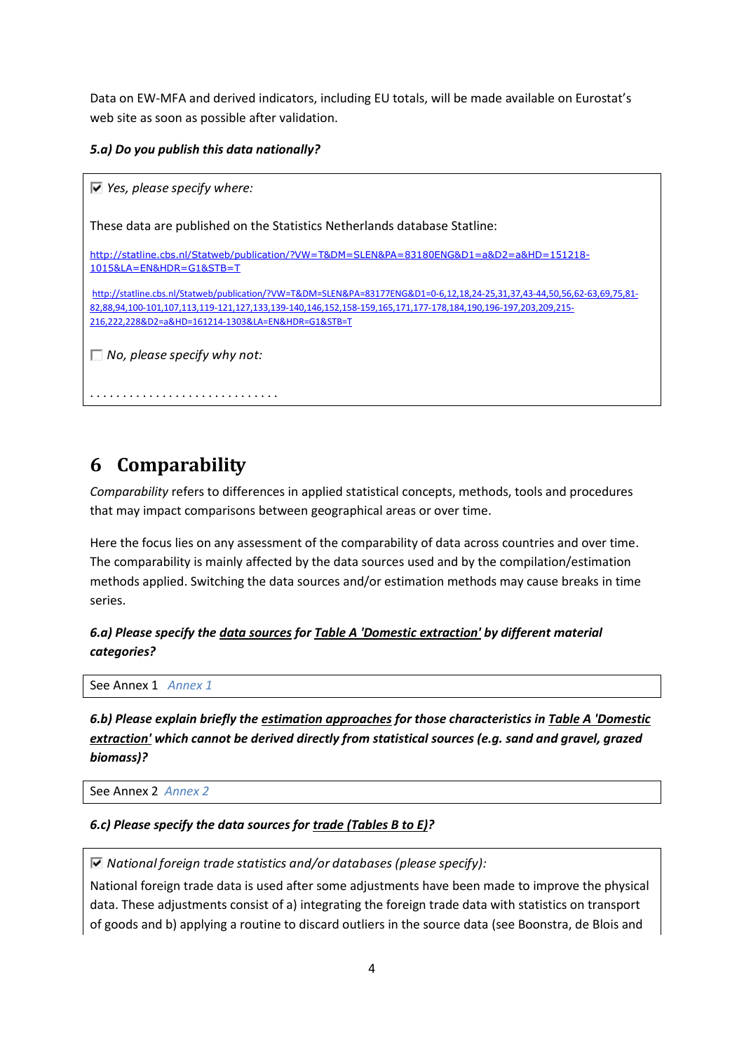Data on EW-MFA and derived indicators, including EU totals, will be made available on Eurostat's web site as soon as possible after validation.

***5.a) Do you publish this data nationally?***

☑ *Yes, please specify where:*

These data are published on the Statistics Netherlands database Statline:

http://statline.cbs.nl/Statweb/publication/?VW=T&DM=SLEN&PA=83180ENG&D1=a&D2=a&HD=151218-1015&LA=EN&HDR=G1&STB=T

http://statline.cbs.nl/Statweb/publication/?VW=T&DM=SLEN&PA=83177ENG&D1=0-6,12,18,24-25,31,37,43-44,50,56,62-63,69,75,81-82,88,94,100-101,107,113,119-121,127,133,139-140,146,152,158-159,165,171,177-178,184,190,196-197,203,209,215-216,222,228&D2=a&HD=161214-1303&LA=EN&HDR=G1&STB=T

☐ *No, please specify why not:*

. . . . . . . . . . . . . . . . . . . . . . . . . . . .

# 6 Comparability

*Comparability* refers to differences in applied statistical concepts, methods, tools and procedures that may impact comparisons between geographical areas or over time.

Here the focus lies on any assessment of the comparability of data across countries and over time. The comparability is mainly affected by the data sources used and by the compilation/estimation methods applied. Switching the data sources and/or estimation methods may cause breaks in time series.

***6.a) Please specify the data sources for Table A 'Domestic extraction' by different material categories?***

See Annex 1 *Annex 1*

***6.b) Please explain briefly the estimation approaches for those characteristics in Table A 'Domestic extraction' which cannot be derived directly from statistical sources (e.g. sand and gravel, grazed biomass)?***

See Annex 2 *Annex 2*

***6.c) Please specify the data sources for trade (Tables B to E)?***

☑ *National foreign trade statistics and/or databases (please specify):*

National foreign trade data is used after some adjustments have been made to improve the physical data. These adjustments consist of a) integrating the foreign trade data with statistics on transport of goods and b) applying a routine to discard outliers in the source data (see Boonstra, de Blois and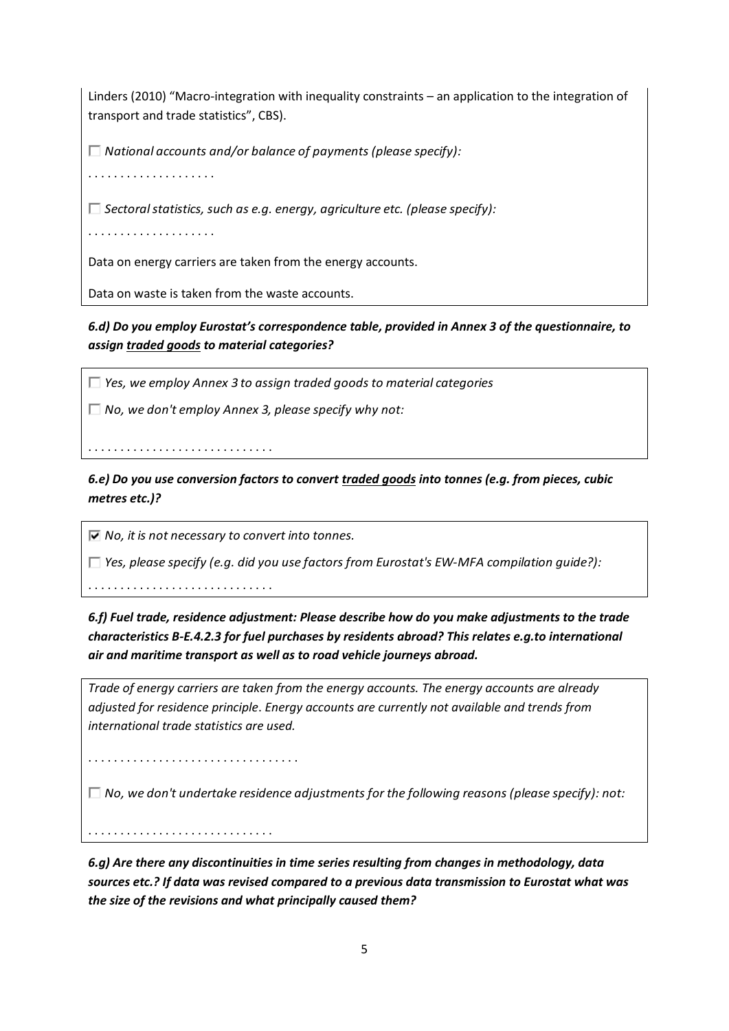Linders (2010) "Macro-integration with inequality constraints – an application to the integration of transport and trade statistics", CBS).

☐ *National accounts and/or balance of payments (please specify):*

. . . . . . . . . . . . . . . . . . . .

☐ *Sectoral statistics, such as e.g. energy, agriculture etc. (please specify):*

. . . . . . . . . . . . . . . . . . . .

Data on energy carriers are taken from the energy accounts.

Data on waste is taken from the waste accounts.

***6.d) Do you employ Eurostat's correspondence table, provided in Annex 3 of the questionnaire, to assign <u>traded goods</u> to material categories?***

☐ *Yes, we employ Annex 3 to assign traded goods to material categories*

☐ *No, we don't employ Annex 3, please specify why not:*

. . . . . . . . . . . . . . . . . . . . . . . . . . . .

***6.e) Do you use conversion factors to convert <u>traded goods</u> into tonnes (e.g. from pieces, cubic metres etc.)?***

☑ *No, it is not necessary to convert into tonnes.*

☐ *Yes, please specify (e.g. did you use factors from Eurostat's EW-MFA compilation guide?):*

. . . . . . . . . . . . . . . . . . . . . . . . . . . .

***6.f) Fuel trade, residence adjustment: Please describe how do you make adjustments to the trade characteristics B-E.4.2.3 for fuel purchases by residents abroad? This relates e.g.to international air and maritime transport as well as to road vehicle journeys abroad.***

*Trade of energy carriers are taken from the energy accounts. The energy accounts are already adjusted for residence principle. Energy accounts are currently not available and trends from international trade statistics are used.*

. . . . . . . . . . . . . . . . . . . . . . . . . . . . . . . .

☐ *No, we don't undertake residence adjustments for the following reasons (please specify): not:*

. . . . . . . . . . . . . . . . . . . . . . . . . . . .

***6.g) Are there any discontinuities in time series resulting from changes in methodology, data sources etc.? If data was revised compared to a previous data transmission to Eurostat what was the size of the revisions and what principally caused them?***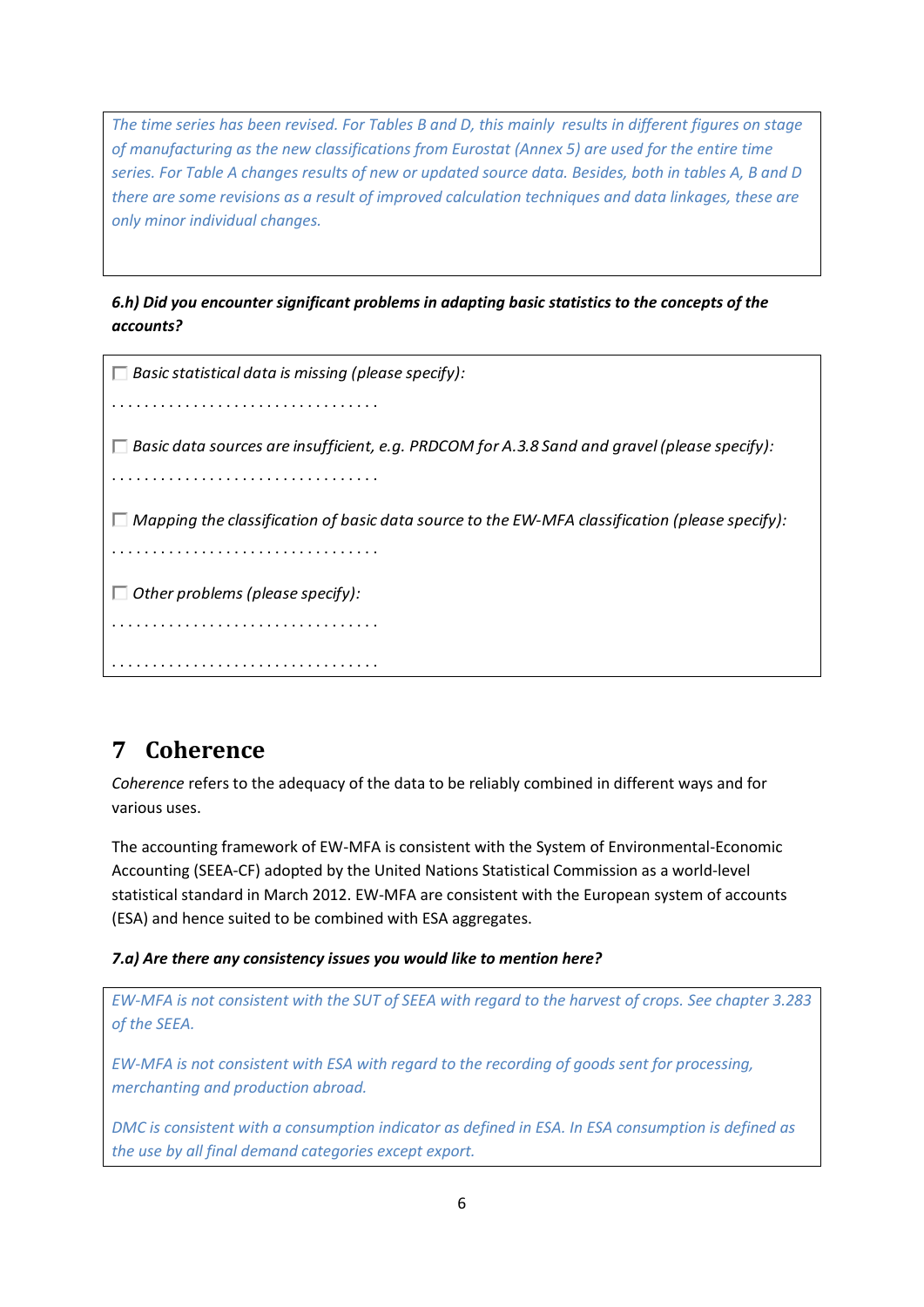*The time series has been revised. For Tables B and D, this mainly results in different figures on stage of manufacturing as the new classifications from Eurostat (Annex 5) are used for the entire time series. For Table A changes results of new or updated source data. Besides, both in tables A, B and D there are some revisions as a result of improved calculation techniques and data linkages, these are only minor individual changes.*

***6.h) Did you encounter significant problems in adapting basic statistics to the concepts of the accounts?***

☐ *Basic statistical data is missing (please specify):*

. . . . . . . . . . . . . . . . . . . . . . . . . . . . . . . .

☐ *Basic data sources are insufficient, e.g. PRDCOM for A.3.8 Sand and gravel (please specify):*

. . . . . . . . . . . . . . . . . . . . . . . . . . . . . . . .

☐ *Mapping the classification of basic data source to the EW-MFA classification (please specify):*

. . . . . . . . . . . . . . . . . . . . . . . . . . . . . . . .

☐ *Other problems (please specify):*

. . . . . . . . . . . . . . . . . . . . . . . . . . . . . . . .

. . . . . . . . . . . . . . . . . . . . . . . . . . . . . . . .

# 7 Coherence

*Coherence* refers to the adequacy of the data to be reliably combined in different ways and for various uses.

The accounting framework of EW-MFA is consistent with the System of Environmental-Economic Accounting (SEEA-CF) adopted by the United Nations Statistical Commission as a world-level statistical standard in March 2012. EW-MFA are consistent with the European system of accounts (ESA) and hence suited to be combined with ESA aggregates.

***7.a) Are there any consistency issues you would like to mention here?***

*EW-MFA is not consistent with the SUT of SEEA with regard to the harvest of crops. See chapter 3.283 of the SEEA.*

*EW-MFA is not consistent with ESA with regard to the recording of goods sent for processing, merchanting and production abroad.*

*DMC is consistent with a consumption indicator as defined in ESA. In ESA consumption is defined as the use by all final demand categories except export.*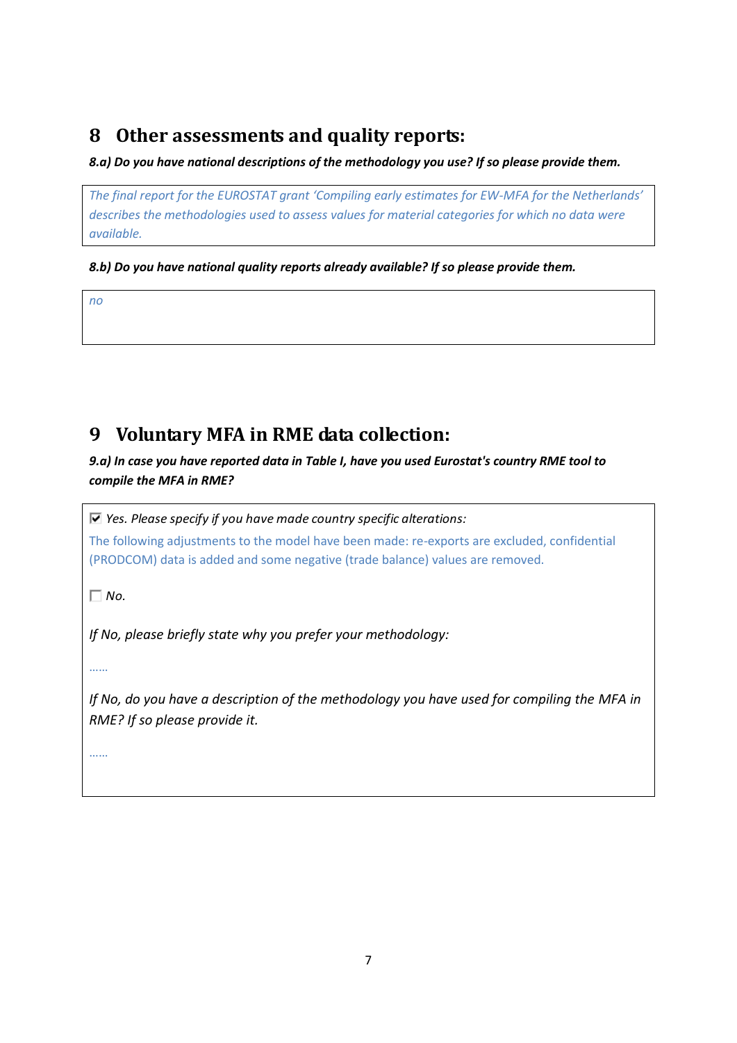# 8 Other assessments and quality reports:

***8.a) Do you have national descriptions of the methodology you use? If so please provide them.***

*The final report for the EUROSTAT grant 'Compiling early estimates for EW-MFA for the Netherlands' describes the methodologies used to assess values for material categories for which no data were available.*

***8.b) Do you have national quality reports already available? If so please provide them.***

*no*

# 9 Voluntary MFA in RME data collection:

***9.a) In case you have reported data in Table I, have you used Eurostat's country RME tool to compile the MFA in RME?***

☑ *Yes. Please specify if you have made country specific alterations:*

The following adjustments to the model have been made: re-exports are excluded, confidential (PRODCOM) data is added and some negative (trade balance) values are removed.

☐ *No.*

*If No, please briefly state why you prefer your methodology:*

……

*If No, do you have a description of the methodology you have used for compiling the MFA in RME? If so please provide it.*

……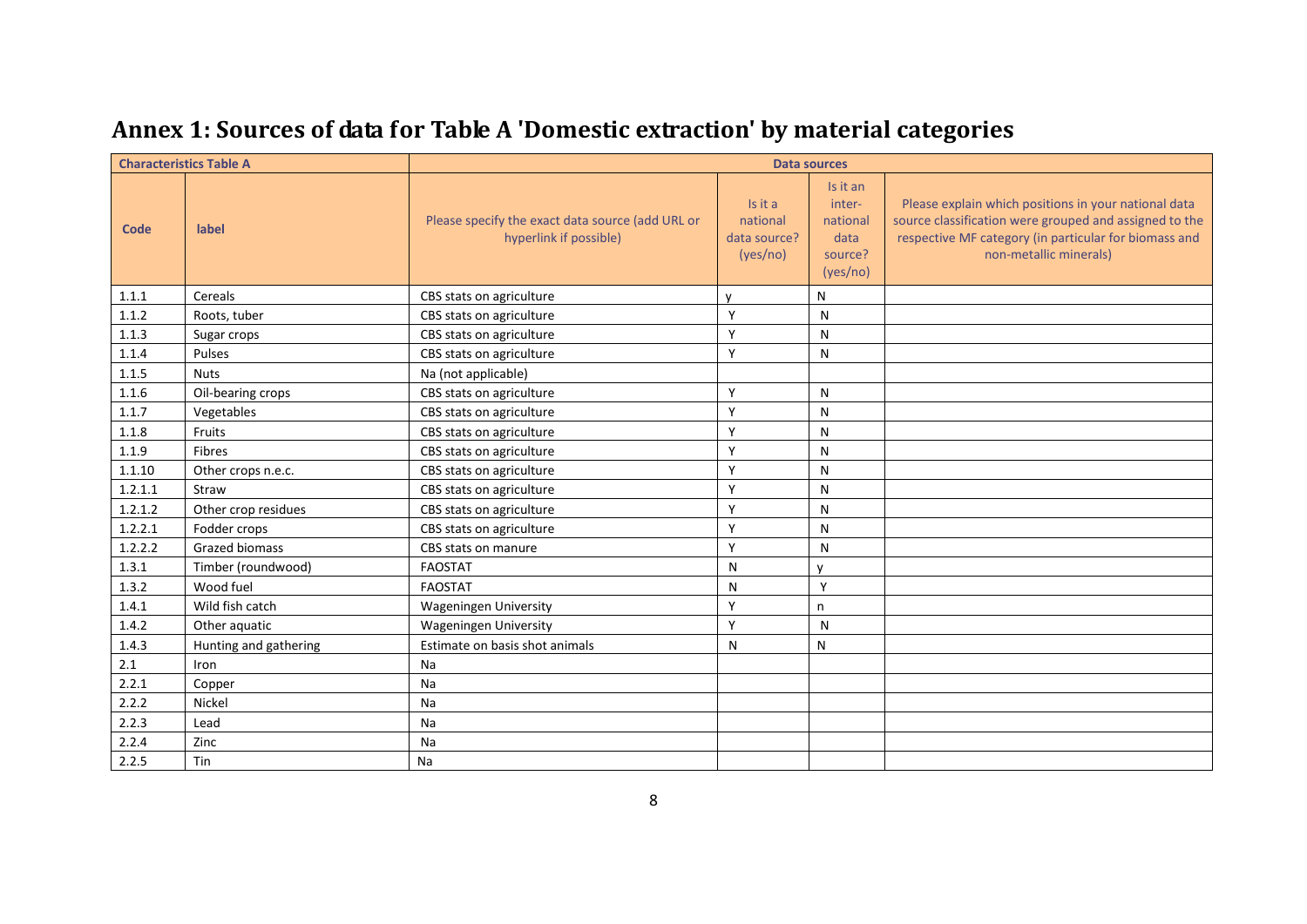# Annex 1: Sources of data for Table A 'Domestic extraction' by material categories

| Characteristics Table A | | Data sources | | | |
|---|---|---|---|---|---|
| Code | label | Please specify the exact data source (add URL or hyperlink if possible) | Is it a national data source? (yes/no) | Is it an inter-national data source? (yes/no) | Please explain which positions in your national data source classification were grouped and assigned to the respective MF category (in particular for biomass and non-metallic minerals) |
| 1.1.1 | Cereals | CBS stats on agriculture | y | N | |
| 1.1.2 | Roots, tuber | CBS stats on agriculture | Y | N | |
| 1.1.3 | Sugar crops | CBS stats on agriculture | Y | N | |
| 1.1.4 | Pulses | CBS stats on agriculture | Y | N | |
| 1.1.5 | Nuts | Na (not applicable) | | | |
| 1.1.6 | Oil-bearing crops | CBS stats on agriculture | Y | N | |
| 1.1.7 | Vegetables | CBS stats on agriculture | Y | N | |
| 1.1.8 | Fruits | CBS stats on agriculture | Y | N | |
| 1.1.9 | Fibres | CBS stats on agriculture | Y | N | |
| 1.1.10 | Other crops n.e.c. | CBS stats on agriculture | Y | N | |
| 1.2.1.1 | Straw | CBS stats on agriculture | Y | N | |
| 1.2.1.2 | Other crop residues | CBS stats on agriculture | Y | N | |
| 1.2.2.1 | Fodder crops | CBS stats on agriculture | Y | N | |
| 1.2.2.2 | Grazed biomass | CBS stats on manure | Y | N | |
| 1.3.1 | Timber (roundwood) | FAOSTAT | N | y | |
| 1.3.2 | Wood fuel | FAOSTAT | N | Y | |
| 1.4.1 | Wild fish catch | Wageningen University | Y | n | |
| 1.4.2 | Other aquatic | Wageningen University | Y | N | |
| 1.4.3 | Hunting and gathering | Estimate on basis shot animals | N | N | |
| 2.1 | Iron | Na | | | |
| 2.2.1 | Copper | Na | | | |
| 2.2.2 | Nickel | Na | | | |
| 2.2.3 | Lead | Na | | | |
| 2.2.4 | Zinc | Na | | | |
| 2.2.5 | Tin | Na | | | |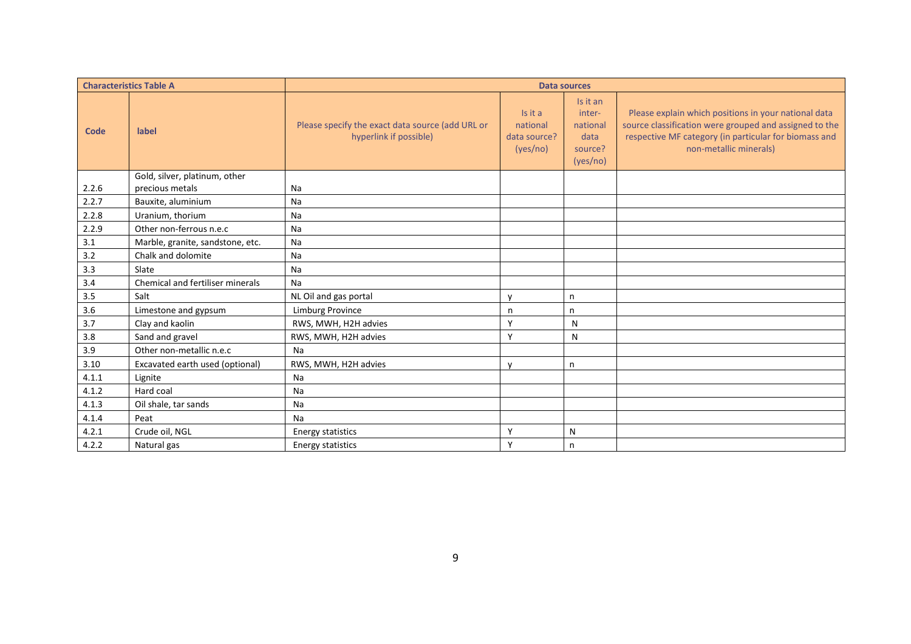| Characteristics Table A | | Data sources | | | |
|---|---|---|---|---|---|
| Code | label | Please specify the exact data source (add URL or hyperlink if possible) | Is it a national data source? (yes/no) | Is it an inter-national data source? (yes/no) | Please explain which positions in your national data source classification were grouped and assigned to the respective MF category (in particular for biomass and non-metallic minerals) |
| 2.2.6 | Gold, silver, platinum, other precious metals | Na | | | |
| 2.2.7 | Bauxite, aluminium | Na | | | |
| 2.2.8 | Uranium, thorium | Na | | | |
| 2.2.9 | Other non-ferrous n.e.c | Na | | | |
| 3.1 | Marble, granite, sandstone, etc. | Na | | | |
| 3.2 | Chalk and dolomite | Na | | | |
| 3.3 | Slate | Na | | | |
| 3.4 | Chemical and fertiliser minerals | Na | | | |
| 3.5 | Salt | NL Oil and gas portal | y | n | |
| 3.6 | Limestone and gypsum | Limburg Province | n | n | |
| 3.7 | Clay and kaolin | RWS, MWH, H2H advies | Y | N | |
| 3.8 | Sand and gravel | RWS, MWH, H2H advies | Y | N | |
| 3.9 | Other non-metallic n.e.c | Na | | | |
| 3.10 | Excavated earth used (optional) | RWS, MWH, H2H advies | y | n | |
| 4.1.1 | Lignite | Na | | | |
| 4.1.2 | Hard coal | Na | | | |
| 4.1.3 | Oil shale, tar sands | Na | | | |
| 4.1.4 | Peat | Na | | | |
| 4.2.1 | Crude oil, NGL | Energy statistics | Y | N | |
| 4.2.2 | Natural gas | Energy statistics | Y | n | |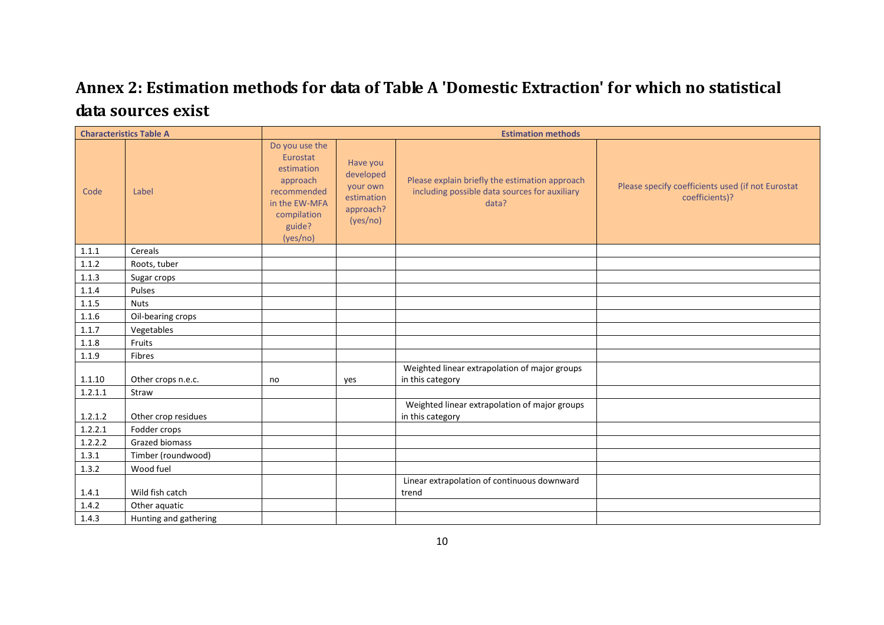## Annex 2: Estimation methods for data of Table A 'Domestic Extraction' for which no statistical data sources exist

| Characteristics Table A | | Estimation methods | | | |
|---|---|---|---|---|---|
| Code | Label | Do you use the Eurostat estimation approach recommended in the EW-MFA compilation guide? (yes/no) | Have you developed your own estimation approach? (yes/no) | Please explain briefly the estimation approach including possible data sources for auxiliary data? | Please specify coefficients used (if not Eurostat coefficients)? |
| 1.1.1 | Cereals | | | | |
| 1.1.2 | Roots, tuber | | | | |
| 1.1.3 | Sugar crops | | | | |
| 1.1.4 | Pulses | | | | |
| 1.1.5 | Nuts | | | | |
| 1.1.6 | Oil-bearing crops | | | | |
| 1.1.7 | Vegetables | | | | |
| 1.1.8 | Fruits | | | | |
| 1.1.9 | Fibres | | | | |
| 1.1.10 | Other crops n.e.c. | no | yes | Weighted linear extrapolation of major groups in this category | |
| 1.2.1.1 | Straw | | | | |
| 1.2.1.2 | Other crop residues | | | Weighted linear extrapolation of major groups in this category | |
| 1.2.2.1 | Fodder crops | | | | |
| 1.2.2.2 | Grazed biomass | | | | |
| 1.3.1 | Timber (roundwood) | | | | |
| 1.3.2 | Wood fuel | | | | |
| 1.4.1 | Wild fish catch | | | Linear extrapolation of continuous downward trend | |
| 1.4.2 | Other aquatic | | | | |
| 1.4.3 | Hunting and gathering | | | | |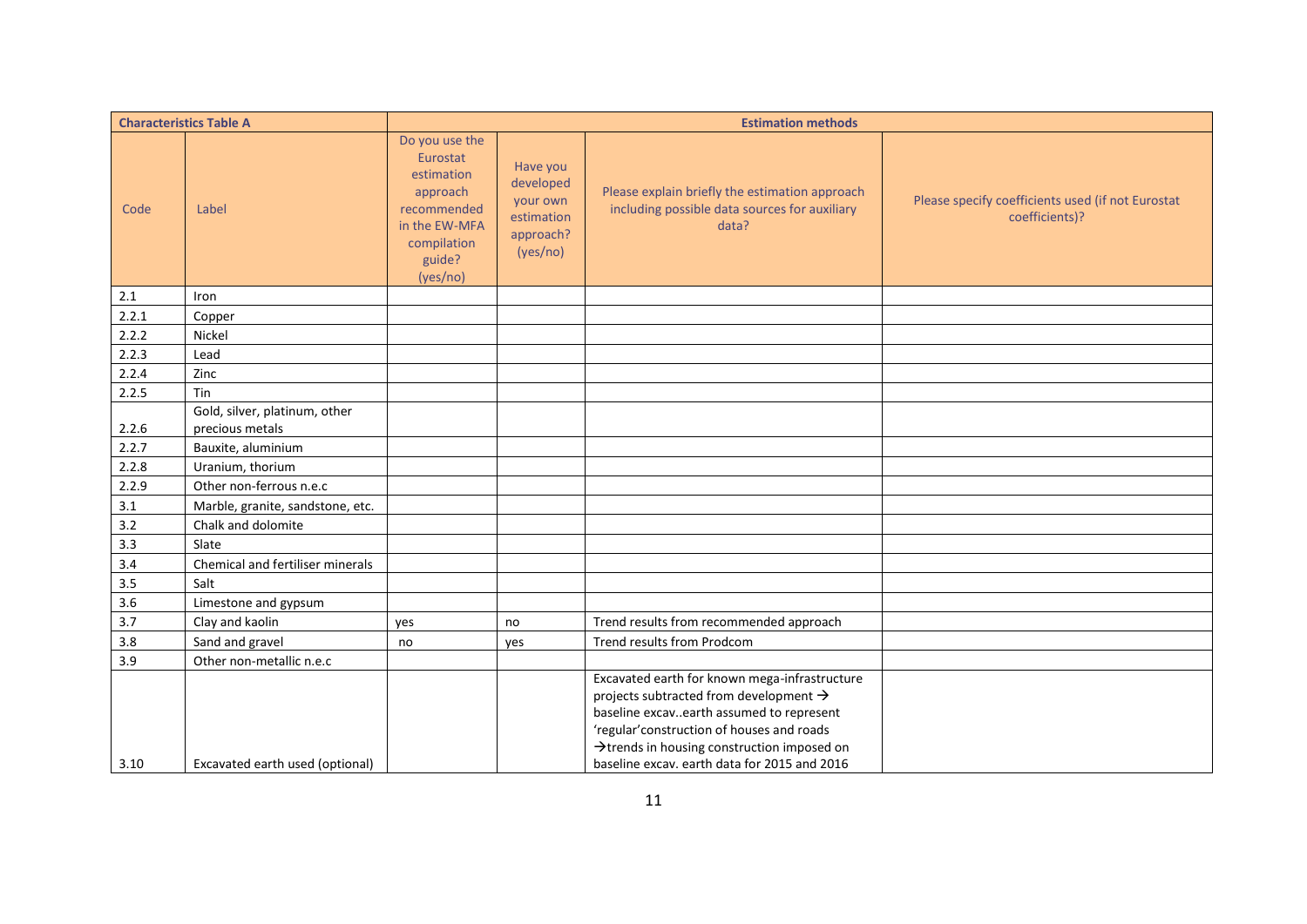| Characteristics Table A | | Estimation methods | | | |
|---|---|---|---|---|---|
| Code | Label | Do you use the Eurostat estimation approach recommended in the EW-MFA compilation guide? (yes/no) | Have you developed your own estimation approach? (yes/no) | Please explain briefly the estimation approach including possible data sources for auxiliary data? | Please specify coefficients used (if not Eurostat coefficients)? |
| 2.1 | Iron | | | | |
| 2.2.1 | Copper | | | | |
| 2.2.2 | Nickel | | | | |
| 2.2.3 | Lead | | | | |
| 2.2.4 | Zinc | | | | |
| 2.2.5 | Tin | | | | |
| 2.2.6 | Gold, silver, platinum, other precious metals | | | | |
| 2.2.7 | Bauxite, aluminium | | | | |
| 2.2.8 | Uranium, thorium | | | | |
| 2.2.9 | Other non-ferrous n.e.c | | | | |
| 3.1 | Marble, granite, sandstone, etc. | | | | |
| 3.2 | Chalk and dolomite | | | | |
| 3.3 | Slate | | | | |
| 3.4 | Chemical and fertiliser minerals | | | | |
| 3.5 | Salt | | | | |
| 3.6 | Limestone and gypsum | | | | |
| 3.7 | Clay and kaolin | yes | no | Trend results from recommended approach | |
| 3.8 | Sand and gravel | no | yes | Trend results from Prodcom | |
| 3.9 | Other non-metallic n.e.c | | | | |
| 3.10 | Excavated earth used (optional) | | | Excavated earth for known mega-infrastructure projects subtracted from development → baseline excav..earth assumed to represent 'regular'construction of houses and roads →trends in housing construction imposed on baseline excav. earth data for 2015 and 2016 | |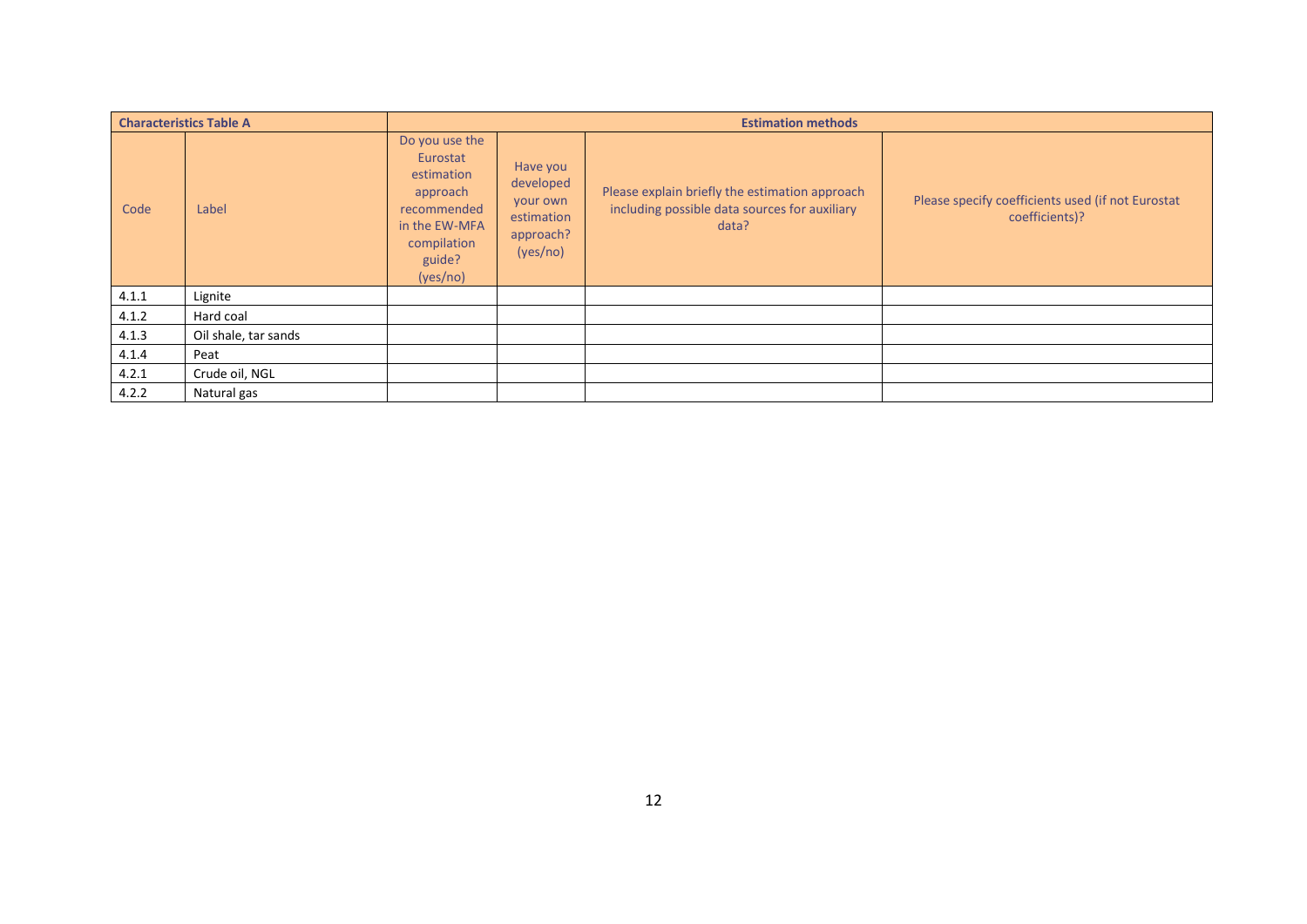| Characteristics Table A | | Estimation methods | | | |
|---|---|---|---|---|---|
| Code | Label | Do you use the Eurostat estimation approach recommended in the EW-MFA compilation guide? (yes/no) | Have you developed your own estimation approach? (yes/no) | Please explain briefly the estimation approach including possible data sources for auxiliary data? | Please specify coefficients used (if not Eurostat coefficients)? |
| 4.1.1 | Lignite | | | | |
| 4.1.2 | Hard coal | | | | |
| 4.1.3 | Oil shale, tar sands | | | | |
| 4.1.4 | Peat | | | | |
| 4.2.1 | Crude oil, NGL | | | | |
| 4.2.2 | Natural gas | | | | |